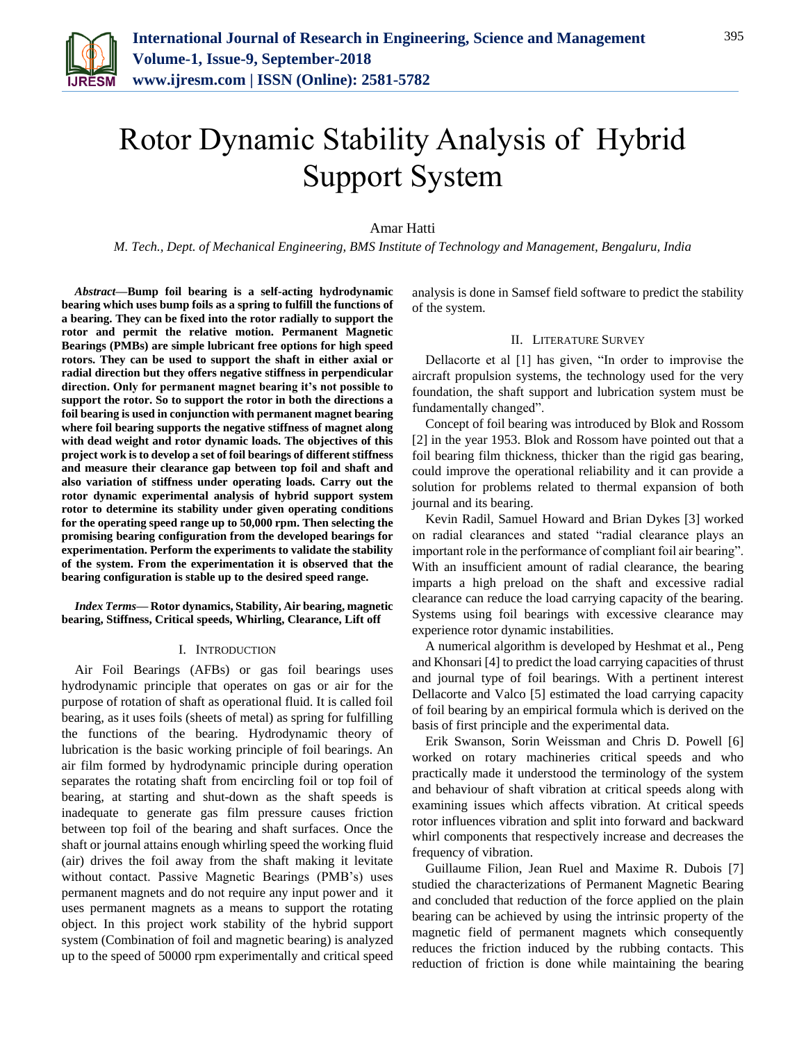# Rotor Dynamic Stability Analysis of Hybrid Support System

Amar Hatti

*M. Tech., Dept. of Mechanical Engineering, BMS Institute of Technology and Management, Bengaluru, India*

***Abstract*—Bump foil bearing is a self-acting hydrodynamic bearing which uses bump foils as a spring to fulfill the functions of a bearing. They can be fixed into the rotor radially to support the rotor and permit the relative motion. Permanent Magnetic Bearings (PMBs) are simple lubricant free options for high speed rotors. They can be used to support the shaft in either axial or radial direction but they offers negative stiffness in perpendicular direction. Only for permanent magnet bearing it's not possible to support the rotor. So to support the rotor in both the directions a foil bearing is used in conjunction with permanent magnet bearing where foil bearing supports the negative stiffness of magnet along with dead weight and rotor dynamic loads. The objectives of this project work is to develop a set of foil bearings of different stiffness and measure their clearance gap between top foil and shaft and also variation of stiffness under operating loads. Carry out the rotor dynamic experimental analysis of hybrid support system rotor to determine its stability under given operating conditions for the operating speed range up to 50,000 rpm. Then selecting the promising bearing configuration from the developed bearings for experimentation. Perform the experiments to validate the stability of the system. From the experimentation it is observed that the bearing configuration is stable up to the desired speed range.**

***Index Terms*— Rotor dynamics, Stability, Air bearing, magnetic bearing, Stiffness, Critical speeds, Whirling, Clearance, Lift off**

## I. Introduction

Air Foil Bearings (AFBs) or gas foil bearings uses hydrodynamic principle that operates on gas or air for the purpose of rotation of shaft as operational fluid. It is called foil bearing, as it uses foils (sheets of metal) as spring for fulfilling the functions of the bearing. Hydrodynamic theory of lubrication is the basic working principle of foil bearings. An air film formed by hydrodynamic principle during operation separates the rotating shaft from encircling foil or top foil of bearing, at starting and shut-down as the shaft speeds is inadequate to generate gas film pressure causes friction between top foil of the bearing and shaft surfaces. Once the shaft or journal attains enough whirling speed the working fluid (air) drives the foil away from the shaft making it levitate without contact. Passive Magnetic Bearings (PMB's) uses permanent magnets and do not require any input power and it uses permanent magnets as a means to support the rotating object. In this project work stability of the hybrid support system (Combination of foil and magnetic bearing) is analyzed up to the speed of 50000 rpm experimentally and critical speed analysis is done in Samsef field software to predict the stability of the system.

## II. Literature Survey

Dellacorte et al [1] has given, "In order to improvise the aircraft propulsion systems, the technology used for the very foundation, the shaft support and lubrication system must be fundamentally changed".

Concept of foil bearing was introduced by Blok and Rossom [2] in the year 1953. Blok and Rossom have pointed out that a foil bearing film thickness, thicker than the rigid gas bearing, could improve the operational reliability and it can provide a solution for problems related to thermal expansion of both journal and its bearing.

Kevin Radil, Samuel Howard and Brian Dykes [3] worked on radial clearances and stated "radial clearance plays an important role in the performance of compliant foil air bearing". With an insufficient amount of radial clearance, the bearing imparts a high preload on the shaft and excessive radial clearance can reduce the load carrying capacity of the bearing. Systems using foil bearings with excessive clearance may experience rotor dynamic instabilities.

A numerical algorithm is developed by Heshmat et al., Peng and Khonsari [4] to predict the load carrying capacities of thrust and journal type of foil bearings. With a pertinent interest Dellacorte and Valco [5] estimated the load carrying capacity of foil bearing by an empirical formula which is derived on the basis of first principle and the experimental data.

Erik Swanson, Sorin Weissman and Chris D. Powell [6] worked on rotary machineries critical speeds and who practically made it understood the terminology of the system and behaviour of shaft vibration at critical speeds along with examining issues which affects vibration. At critical speeds rotor influences vibration and split into forward and backward whirl components that respectively increase and decreases the frequency of vibration.

Guillaume Filion, Jean Ruel and Maxime R. Dubois [7] studied the characterizations of Permanent Magnetic Bearing and concluded that reduction of the force applied on the plain bearing can be achieved by using the intrinsic property of the magnetic field of permanent magnets which consequently reduces the friction induced by the rubbing contacts. This reduction of friction is done while maintaining the bearing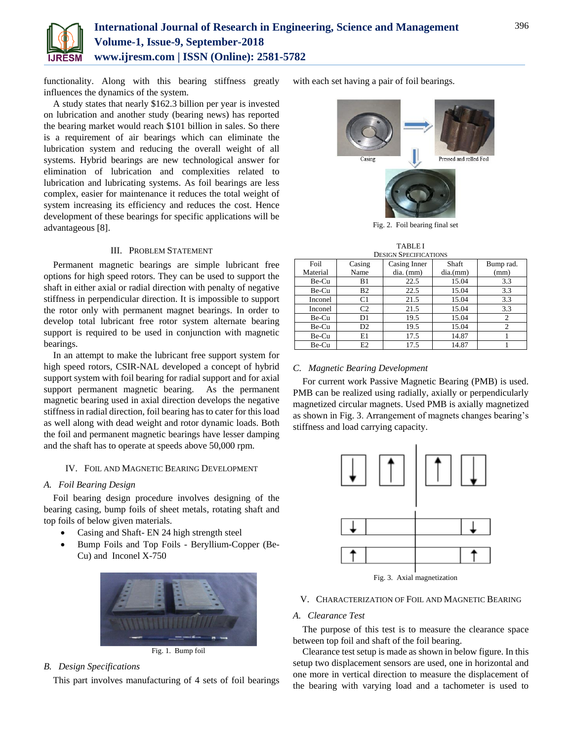functionality. Along with this bearing stiffness greatly influences the dynamics of the system.

A study states that nearly $162.3 billion per year is invested on lubrication and another study (bearing news) has reported the bearing market would reach $101 billion in sales. So there is a requirement of air bearings which can eliminate the lubrication system and reducing the overall weight of all systems. Hybrid bearings are new technological answer for elimination of lubrication and complexities related to lubrication and lubricating systems. As foil bearings are less complex, easier for maintenance it reduces the total weight of system increasing its efficiency and reduces the cost. Hence development of these bearings for specific applications will be advantageous [8].

## III. Problem Statement

Permanent magnetic bearings are simple lubricant free options for high speed rotors. They can be used to support the shaft in either axial or radial direction with penalty of negative stiffness in perpendicular direction. It is impossible to support the rotor only with permanent magnet bearings. In order to develop total lubricant free rotor system alternate bearing support is required to be used in conjunction with magnetic bearings.

In an attempt to make the lubricant free support system for high speed rotors, CSIR-NAL developed a concept of hybrid support system with foil bearing for radial support and for axial support permanent magnetic bearing. As the permanent magnetic bearing used in axial direction develops the negative stiffness in radial direction, foil bearing has to cater for this load as well along with dead weight and rotor dynamic loads. Both the foil and permanent magnetic bearings have lesser damping and the shaft has to operate at speeds above 50,000 rpm.

## IV. Foil and Magnetic Bearing Development

### A. Foil Bearing Design

Foil bearing design procedure involves designing of the bearing casing, bump foils of sheet metals, rotating shaft and top foils of below given materials.

- Casing and Shaft- EN 24 high strength steel
- Bump Foils and Top Foils - Beryllium-Copper (Be-Cu) and Inconel X-750

Fig. 1. Bump foil

### B. Design Specifications

This part involves manufacturing of 4 sets of foil bearings with each set having a pair of foil bearings.

Fig. 2. Foil bearing final set

TABLE I
Design Specifications

| Foil Material | Casing Name | Casing Inner dia. (mm) | Shaft dia.(mm) | Bump rad. (mm) |
|---|---|---|---|---|
| Be-Cu | B1 | 22.5 | 15.04 | 3.3 |
| Be-Cu | B2 | 22.5 | 15.04 | 3.3 |
| Inconel | C1 | 21.5 | 15.04 | 3.3 |
| Inconel | C2 | 21.5 | 15.04 | 3.3 |
| Be-Cu | D1 | 19.5 | 15.04 | 2 |
| Be-Cu | D2 | 19.5 | 15.04 | 2 |
| Be-Cu | E1 | 17.5 | 14.87 | 1 |
| Be-Cu | E2 | 17.5 | 14.87 | 1 |

### C. Magnetic Bearing Development

For current work Passive Magnetic Bearing (PMB) is used. PMB can be realized using radially, axially or perpendicularly magnetized circular magnets. Used PMB is axially magnetized as shown in Fig. 3. Arrangement of magnets changes bearing's stiffness and load carrying capacity.

Fig. 3. Axial magnetization

## V. Characterization of Foil and Magnetic Bearing

### A. Clearance Test

The purpose of this test is to measure the clearance space between top foil and shaft of the foil bearing.

Clearance test setup is made as shown in below figure. In this setup two displacement sensors are used, one in horizontal and one more in vertical direction to measure the displacement of the bearing with varying load and a tachometer is used to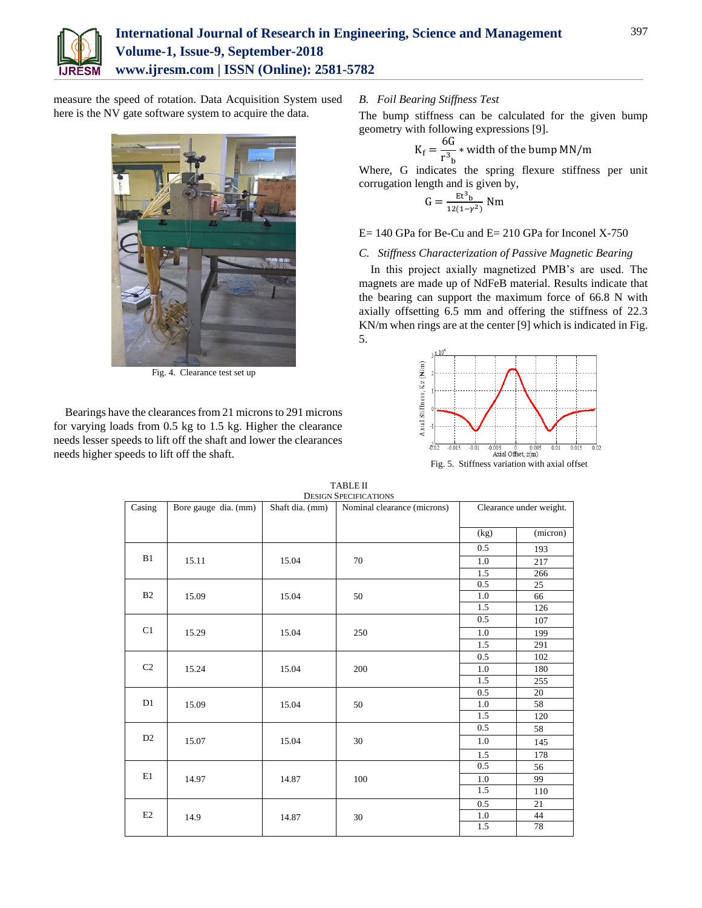measure the speed of rotation. Data Acquisition System used here is the NV gate software system to acquire the data.

Fig. 4. Clearance test set up

Bearings have the clearances from 21 microns to 291 microns for varying loads from 0.5 kg to 1.5 kg. Higher the clearance needs lesser speeds to lift off the shaft and lower the clearances needs higher speeds to lift off the shaft.

### B. Foil Bearing Stiffness Test

The bump stiffness can be calculated for the given bump geometry with following expressions [9].

$$K_f = \frac{6G}{r^3_b} * \text{width of the bump MN/m}$$

Where, G indicates the spring flexure stiffness per unit corrugation length and is given by,

$$G = \frac{Et^3_b}{12(1-\gamma^2)} \text{ Nm}$$

E= 140 GPa for Be-Cu and E= 210 GPa for Inconel X-750

### C. Stiffness Characterization of Passive Magnetic Bearing

In this project axially magnetized PMB's are used. The magnets are made up of NdFeB material. Results indicate that the bearing can support the maximum force of 66.8 N with axially offsetting 6.5 mm and offering the stiffness of 22.3 KN/m when rings are at the center [9] which is indicated in Fig. 5.

Fig. 5. Stiffness variation with axial offset

TABLE II
DESIGN SPECIFICATIONS

| Casing | Bore gauge dia. (mm) | Shaft dia. (mm) | Nominal clearance (microns) | Clearance under weight. | |
|---|---|---|---|---|---|
| | | | | (kg) | (micron) |
| B1 | 15.11 | 15.04 | 70 | 0.5 | 193 |
| | | | | 1.0 | 217 |
| | | | | 1.5 | 266 |
| B2 | 15.09 | 15.04 | 50 | 0.5 | 25 |
| | | | | 1.0 | 66 |
| | | | | 1.5 | 126 |
| C1 | 15.29 | 15.04 | 250 | 0.5 | 107 |
| | | | | 1.0 | 199 |
| | | | | 1.5 | 291 |
| C2 | 15.24 | 15.04 | 200 | 0.5 | 102 |
| | | | | 1.0 | 180 |
| | | | | 1.5 | 255 |
| D1 | 15.09 | 15.04 | 50 | 0.5 | 20 |
| | | | | 1.0 | 58 |
| | | | | 1.5 | 120 |
| D2 | 15.07 | 15.04 | 30 | 0.5 | 58 |
| | | | | 1.0 | 145 |
| | | | | 1.5 | 178 |
| E1 | 14.97 | 14.87 | 100 | 0.5 | 56 |
| | | | | 1.0 | 99 |
| | | | | 1.5 | 110 |
| E2 | 14.9 | 14.87 | 30 | 0.5 | 21 |
| | | | | 1.0 | 44 |
| | | | | 1.5 | 78 |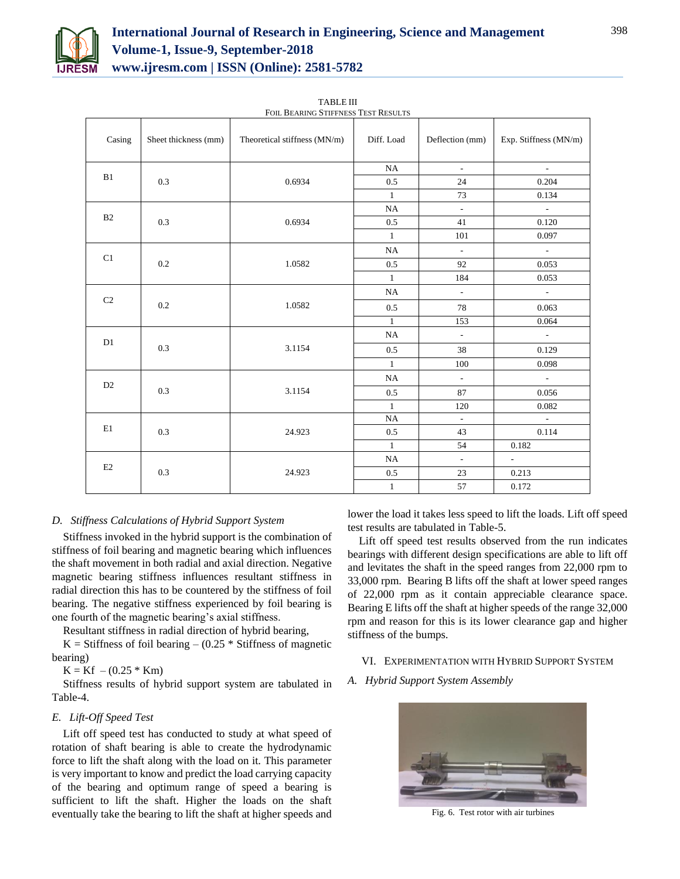TABLE III
FOIL BEARING STIFFNESS TEST RESULTS

| Casing | Sheet thickness (mm) | Theoretical stiffness (MN/m) | Diff. Load | Deflection (mm) | Exp. Stiffness (MN/m) |
|---|---|---|---|---|---|
| B1 | 0.3 | 0.6934 | NA | - | - |
| | | | 0.5 | 24 | 0.204 |
| | | | 1 | 73 | 0.134 |
| B2 | 0.3 | 0.6934 | NA | - | - |
| | | | 0.5 | 41 | 0.120 |
| | | | 1 | 101 | 0.097 |
| C1 | 0.2 | 1.0582 | NA | - | - |
| | | | 0.5 | 92 | 0.053 |
| | | | 1 | 184 | 0.053 |
| C2 | 0.2 | 1.0582 | NA | - | - |
| | | | 0.5 | 78 | 0.063 |
| | | | 1 | 153 | 0.064 |
| D1 | 0.3 | 3.1154 | NA | - | - |
| | | | 0.5 | 38 | 0.129 |
| | | | 1 | 100 | 0.098 |
| D2 | 0.3 | 3.1154 | NA | - | - |
| | | | 0.5 | 87 | 0.056 |
| | | | 1 | 120 | 0.082 |
| E1 | 0.3 | 24.923 | NA | - | - |
| | | | 0.5 | 43 | 0.114 |
| | | | 1 | 54 | 0.182 |
| E2 | 0.3 | 24.923 | NA | - | - |
| | | | 0.5 | 23 | 0.213 |
| | | | 1 | 57 | 0.172 |

### *D. Stiffness Calculations of Hybrid Support System*

Stiffness invoked in the hybrid support is the combination of stiffness of foil bearing and magnetic bearing which influences the shaft movement in both radial and axial direction. Negative magnetic bearing stiffness influences resultant stiffness in radial direction this has to be countered by the stiffness of foil bearing. The negative stiffness experienced by foil bearing is one fourth of the magnetic bearing's axial stiffness.

Resultant stiffness in radial direction of hybrid bearing,

K = Stiffness of foil bearing – (0.25 * Stiffness of magnetic bearing)

$K = K_f - (0.25 * K_m)$

Stiffness results of hybrid support system are tabulated in Table-4.

### *E. Lift-Off Speed Test*

Lift off speed test has conducted to study at what speed of rotation of shaft bearing is able to create the hydrodynamic force to lift the shaft along with the load on it. This parameter is very important to know and predict the load carrying capacity of the bearing and optimum range of speed a bearing is sufficient to lift the shaft. Higher the loads on the shaft eventually take the bearing to lift the shaft at higher speeds and lower the load it takes less speed to lift the loads. Lift off speed test results are tabulated in Table-5.

Lift off speed test results observed from the run indicates bearings with different design specifications are able to lift off and levitates the shaft in the speed ranges from 22,000 rpm to 33,000 rpm. Bearing B lifts off the shaft at lower speed ranges of 22,000 rpm as it contain appreciable clearance space. Bearing E lifts off the shaft at higher speeds of the range 32,000 rpm and reason for this is its lower clearance gap and higher stiffness of the bumps.

## VI. EXPERIMENTATION WITH HYBRID SUPPORT SYSTEM

### *A. Hybrid Support System Assembly*

Fig. 6. Test rotor with air turbines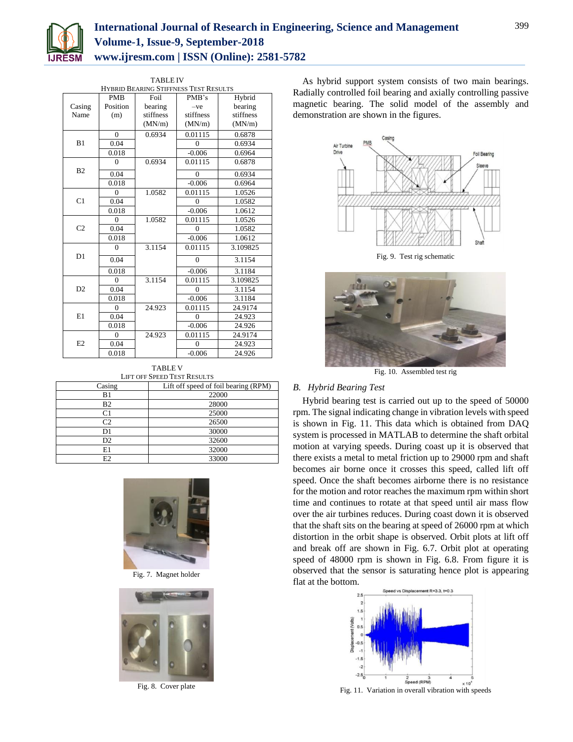TABLE IV

HYBRID BEARING STIFFNESS TEST RESULTS

| Casing Name | PMB Position (m) | Foil bearing stiffness (MN/m) | PMB's –ve stiffness (MN/m) | Hybrid bearing stiffness (MN/m) |
|---|---|---|---|---|
| B1 | 0 | 0.6934 | 0.01115 | 0.6878 |
| | 0.04 | | 0 | 0.6934 |
| | 0.018 | | -0.006 | 0.6964 |
| B2 | 0 | 0.6934 | 0.01115 | 0.6878 |
| | 0.04 | | 0 | 0.6934 |
| | 0.018 | | -0.006 | 0.6964 |
| C1 | 0 | 1.0582 | 0.01115 | 1.0526 |
| | 0.04 | | 0 | 1.0582 |
| | 0.018 | | -0.006 | 1.0612 |
| C2 | 0 | 1.0582 | 0.01115 | 1.0526 |
| | 0.04 | | 0 | 1.0582 |
| | 0.018 | | -0.006 | 1.0612 |
| D1 | 0 | 3.1154 | 0.01115 | 3.109825 |
| | 0.04 | | 0 | 3.1154 |
| | 0.018 | | -0.006 | 3.1184 |
| D2 | 0 | 3.1154 | 0.01115 | 3.109825 |
| | 0.04 | | 0 | 3.1154 |
| | 0.018 | | -0.006 | 3.1184 |
| E1 | 0 | 24.923 | 0.01115 | 24.9174 |
| | 0.04 | | 0 | 24.923 |
| | 0.018 | | -0.006 | 24.926 |
| E2 | 0 | 24.923 | 0.01115 | 24.9174 |
| | 0.04 | | 0 | 24.923 |
| | 0.018 | | -0.006 | 24.926 |

TABLE V

LIFT OFF SPEED TEST RESULTS

| Casing | Lift off speed of foil bearing (RPM) |
|---|---|
| B1 | 22000 |
| B2 | 28000 |
| C1 | 25000 |
| C2 | 26500 |
| D1 | 30000 |
| D2 | 32600 |
| E1 | 32000 |
| E2 | 33000 |

Fig. 7. Magnet holder

Fig. 8. Cover plate

As hybrid support system consists of two main bearings. Radially controlled foil bearing and axially controlling passive magnetic bearing. The solid model of the assembly and demonstration are shown in the figures.

Fig. 9. Test rig schematic

Fig. 10. Assembled test rig

## *B. Hybrid Bearing Test*

Hybrid bearing test is carried out up to the speed of 50000 rpm. The signal indicating change in vibration levels with speed is shown in Fig. 11. This data which is obtained from DAQ system is processed in MATLAB to determine the shaft orbital motion at varying speeds. During coast up it is observed that there exists a metal to metal friction up to 29000 rpm and shaft becomes air borne once it crosses this speed, called lift off speed. Once the shaft becomes airborne there is no resistance for the motion and rotor reaches the maximum rpm within short time and continues to rotate at that speed until air mass flow over the air turbines reduces. During coast down it is observed that the shaft sits on the bearing at speed of 26000 rpm at which distortion in the orbit shape is observed. Orbit plots at lift off and break off are shown in Fig. 6.7. Orbit plot at operating speed of 48000 rpm is shown in Fig. 6.8. From figure it is observed that the sensor is saturating hence plot is appearing flat at the bottom.

Fig. 11. Variation in overall vibration with speeds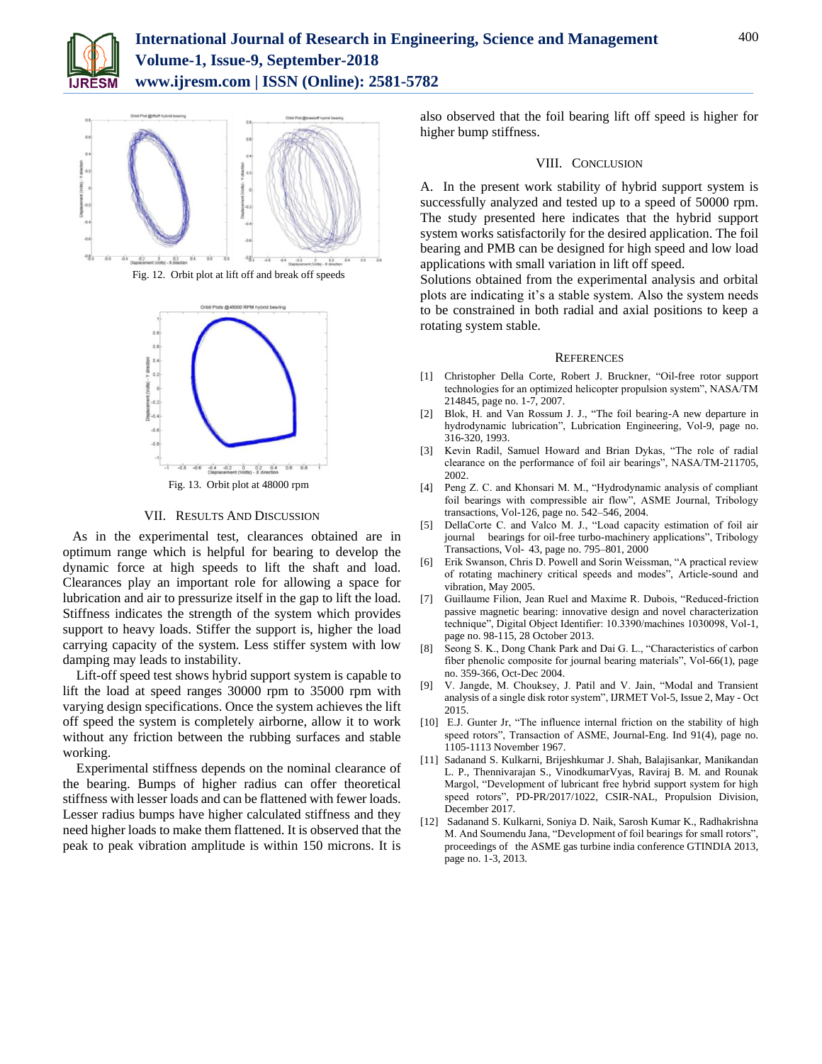Orbit Plot @liftoff hybrid bearing

Displacement (Volts) - Y direction

Displacement (Volts) - X direction

Orbit Plot @breakoff hybrid bearing

Displacement (Volts) - Y direction

Displacement (Volts) - X direction

Fig. 12. Orbit plot at lift off and break off speeds

Orbit Plots @48000 RPM hybrid bearing

Displacement (Volts) - Y direction

Displacement (Volts) - X direction

Fig. 13. Orbit plot at 48000 rpm

## VII. Results And Discussion

As in the experimental test, clearances obtained are in optimum range which is helpful for bearing to develop the dynamic force at high speeds to lift the shaft and load. Clearances play an important role for allowing a space for lubrication and air to pressurize itself in the gap to lift the load. Stiffness indicates the strength of the system which provides support to heavy loads. Stiffer the support is, higher the load carrying capacity of the system. Less stiffer system with low damping may leads to instability.

Lift-off speed test shows hybrid support system is capable to lift the load at speed ranges 30000 rpm to 35000 rpm with varying design specifications. Once the system achieves the lift off speed the system is completely airborne, allow it to work without any friction between the rubbing surfaces and stable working.

Experimental stiffness depends on the nominal clearance of the bearing. Bumps of higher radius can offer theoretical stiffness with lesser loads and can be flattened with fewer loads. Lesser radius bumps have higher calculated stiffness and they need higher loads to make them flattened. It is observed that the peak to peak vibration amplitude is within 150 microns. It is also observed that the foil bearing lift off speed is higher for higher bump stiffness.

## VIII. Conclusion

A. In the present work stability of hybrid support system is successfully analyzed and tested up to a speed of 50000 rpm. The study presented here indicates that the hybrid support system works satisfactorily for the desired application. The foil bearing and PMB can be designed for high speed and low load applications with small variation in lift off speed.

Solutions obtained from the experimental analysis and orbital plots are indicating it's a stable system. Also the system needs to be constrained in both radial and axial positions to keep a rotating system stable.

## References

[1] Christopher Della Corte, Robert J. Bruckner, "Oil-free rotor support technologies for an optimized helicopter propulsion system", NASA/TM 214845, page no. 1-7, 2007.

[2] Blok, H. and Van Rossum J. J., "The foil bearing-A new departure in hydrodynamic lubrication", Lubrication Engineering, Vol-9, page no. 316-320, 1993.

[3] Kevin Radil, Samuel Howard and Brian Dykas, "The role of radial clearance on the performance of foil air bearings", NASA/TM-211705, 2002.

[4] Peng Z. C. and Khonsari M. M., "Hydrodynamic analysis of compliant foil bearings with compressible air flow", ASME Journal, Tribology transactions, Vol-126, page no. 542–546, 2004.

[5] DellaCorte C. and Valco M. J., "Load capacity estimation of foil air journal bearings for oil-free turbo-machinery applications", Tribology Transactions, Vol- 43, page no. 795–801, 2000

[6] Erik Swanson, Chris D. Powell and Sorin Weissman, "A practical review of rotating machinery critical speeds and modes", Article-sound and vibration, May 2005.

[7] Guillaume Filion, Jean Ruel and Maxime R. Dubois, "Reduced-friction passive magnetic bearing: innovative design and novel characterization technique", Digital Object Identifier: 10.3390/machines 1030098, Vol-1, page no. 98-115, 28 October 2013.

[8] Seong S. K., Dong Chank Park and Dai G. L., "Characteristics of carbon fiber phenolic composite for journal bearing materials", Vol-66(1), page no. 359-366, Oct-Dec 2004.

[9] V. Jangde, M. Chouksey, J. Patil and V. Jain, "Modal and Transient analysis of a single disk rotor system", IJRMET Vol-5, Issue 2, May - Oct 2015.

[10] E.J. Gunter Jr, "The influence internal friction on the stability of high speed rotors", Transaction of ASME, Journal-Eng. Ind 91(4), page no. 1105-1113 November 1967.

[11] Sadanand S. Kulkarni, Brijeshkumar J. Shah, Balajisankar, Manikandan L. P., Thennivarajan S., VinodkumarVyas, Raviraj B. M. and Rounak Margol, "Development of lubricant free hybrid support system for high speed rotors", PD-PR/2017/1022, CSIR-NAL, Propulsion Division, December 2017.

[12] Sadanand S. Kulkarni, Soniya D. Naik, Sarosh Kumar K., Radhakrishna M. And Soumendu Jana, "Development of foil bearings for small rotors", proceedings of the ASME gas turbine india conference GTINDIA 2013, page no. 1-3, 2013.